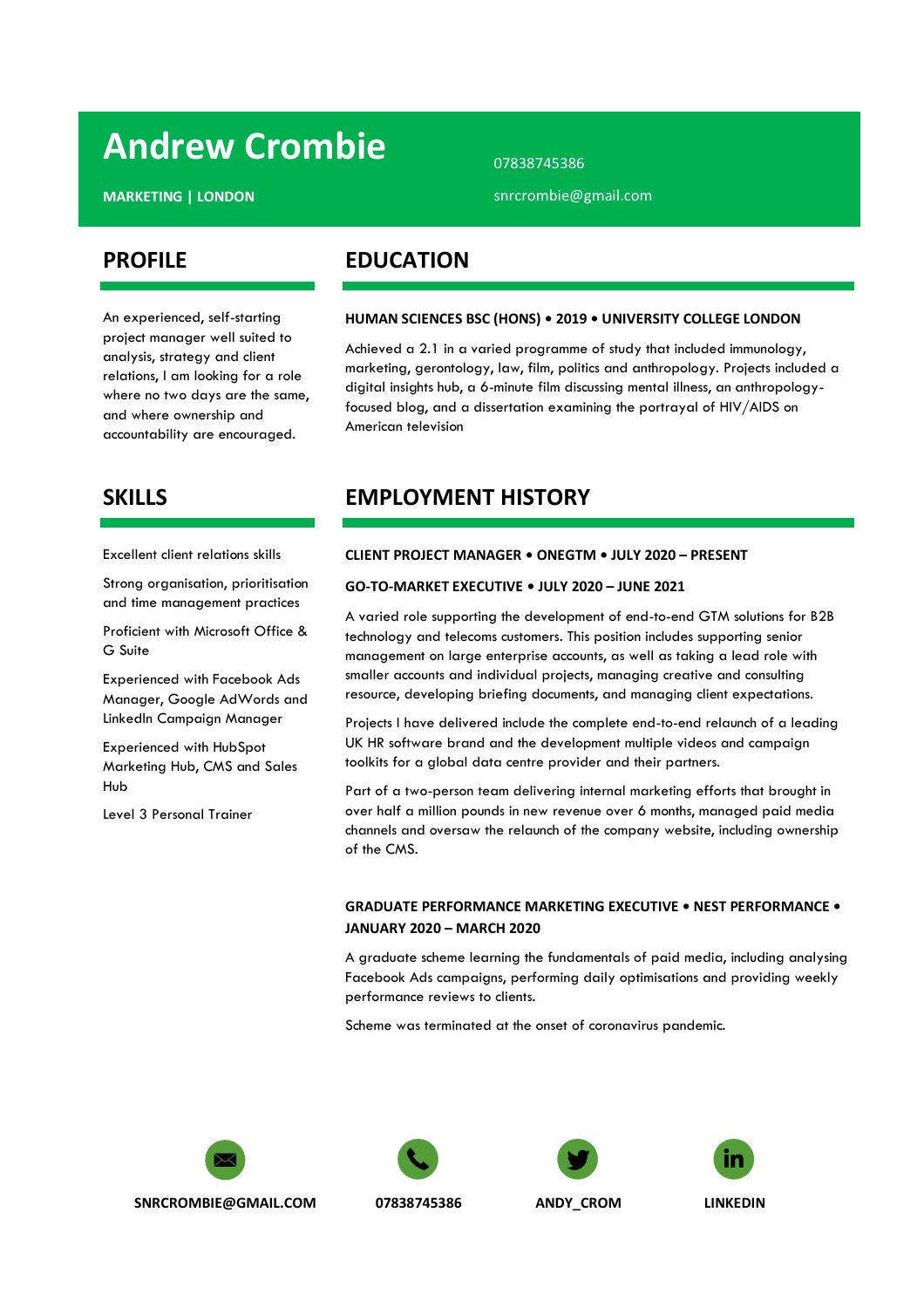# Andrew Crombie

**MARKETING | LONDON**

07838745386

snrcrombie@gmail.com

## PROFILE

An experienced, self-starting project manager well suited to analysis, strategy and client relations, I am looking for a role where no two days are the same, and where ownership and accountability are encouraged.

## SKILLS

Excellent client relations skills

Strong organisation, prioritisation and time management practices

Proficient with Microsoft Office & G Suite

Experienced with Facebook Ads Manager, Google AdWords and LinkedIn Campaign Manager

Experienced with HubSpot Marketing Hub, CMS and Sales Hub

Level 3 Personal Trainer

## EDUCATION

**HUMAN SCIENCES BSC (HONS) • 2019 • UNIVERSITY COLLEGE LONDON**

Achieved a 2.1 in a varied programme of study that included immunology, marketing, gerontology, law, film, politics and anthropology. Projects included a digital insights hub, a 6-minute film discussing mental illness, an anthropology-focused blog, and a dissertation examining the portrayal of HIV/AIDS on American television

## EMPLOYMENT HISTORY

**CLIENT PROJECT MANAGER • ONEGTM • JULY 2020 – PRESENT**

**GO-TO-MARKET EXECUTIVE • JULY 2020 – JUNE 2021**

A varied role supporting the development of end-to-end GTM solutions for B2B technology and telecoms customers. This position includes supporting senior management on large enterprise accounts, as well as taking a lead role with smaller accounts and individual projects, managing creative and consulting resource, developing briefing documents, and managing client expectations.

Projects I have delivered include the complete end-to-end relaunch of a leading UK HR software brand and the development multiple videos and campaign toolkits for a global data centre provider and their partners.

Part of a two-person team delivering internal marketing efforts that brought in over half a million pounds in new revenue over 6 months, managed paid media channels and oversaw the relaunch of the company website, including ownership of the CMS.

**GRADUATE PERFORMANCE MARKETING EXECUTIVE • NEST PERFORMANCE • JANUARY 2020 – MARCH 2020**

A graduate scheme learning the fundamentals of paid media, including analysing Facebook Ads campaigns, performing daily optimisations and providing weekly performance reviews to clients.

Scheme was terminated at the onset of coronavirus pandemic.

**SNRCROMBIE@GMAIL.COM** | **07838745386** | **ANDY_CROM** | **LINKEDIN**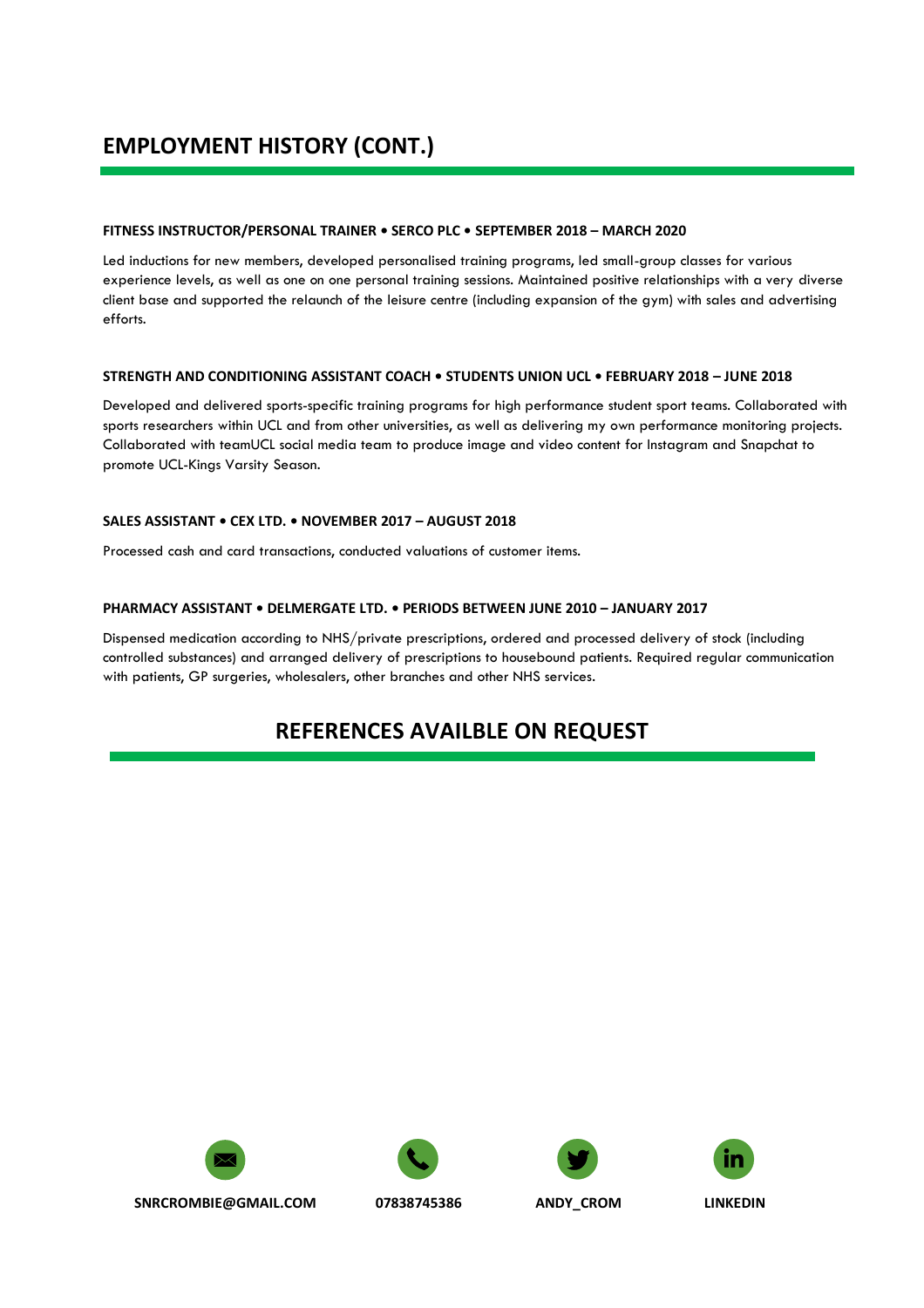## EMPLOYMENT HISTORY (CONT.)

**FITNESS INSTRUCTOR/PERSONAL TRAINER • SERCO PLC • SEPTEMBER 2018 – MARCH 2020**

Led inductions for new members, developed personalised training programs, led small-group classes for various experience levels, as well as one on one personal training sessions. Maintained positive relationships with a very diverse client base and supported the relaunch of the leisure centre (including expansion of the gym) with sales and advertising efforts.

**STRENGTH AND CONDITIONING ASSISTANT COACH • STUDENTS UNION UCL • FEBRUARY 2018 – JUNE 2018**

Developed and delivered sports-specific training programs for high performance student sport teams. Collaborated with sports researchers within UCL and from other universities, as well as delivering my own performance monitoring projects. Collaborated with teamUCL social media team to produce image and video content for Instagram and Snapchat to promote UCL-Kings Varsity Season.

**SALES ASSISTANT • CEX LTD. • NOVEMBER 2017 – AUGUST 2018**

Processed cash and card transactions, conducted valuations of customer items.

**PHARMACY ASSISTANT • DELMERGATE LTD. • PERIODS BETWEEN JUNE 2010 – JANUARY 2017**

Dispensed medication according to NHS/private prescriptions, ordered and processed delivery of stock (including controlled substances) and arranged delivery of prescriptions to housebound patients. Required regular communication with patients, GP surgeries, wholesalers, other branches and other NHS services.

## REFERENCES AVAILBLE ON REQUEST

**SNRCROMBIE@GMAIL.COM** | **07838745386** | **ANDY_CROM** | **LINKEDIN**